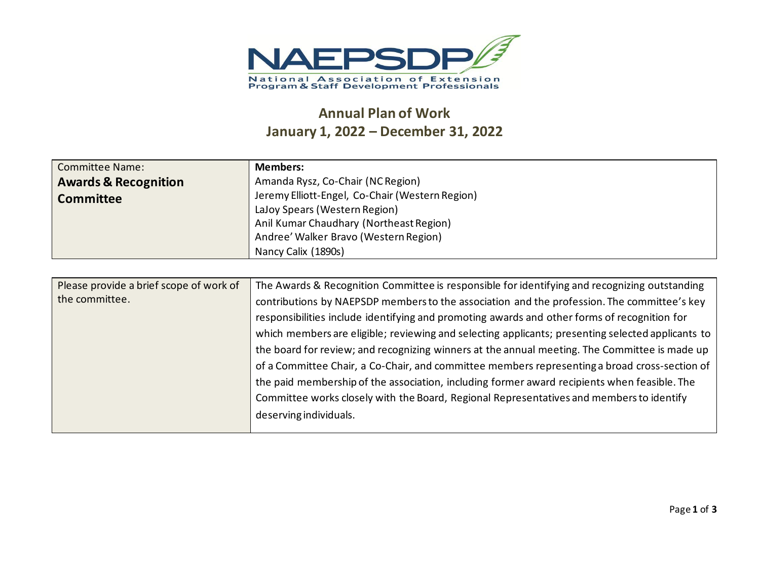NAEPSDP

National Association of Extension Program & Staff Development Professionals

## Annual Plan of Work
## January 1, 2022 – December 31, 2022

| Committee Name: **Awards & Recognition Committee** | **Members:**<br>Amanda Rysz, Co-Chair (NC Region)<br>Jeremy Elliott-Engel, Co-Chair (Western Region)<br>LaJoy Spears (Western Region)<br>Anil Kumar Chaudhary (Northeast Region)<br>Andree' Walker Bravo (Western Region)<br>Nancy Calix (1890s) |
|---|---|

| Please provide a brief scope of work of the committee. | The Awards & Recognition Committee is responsible for identifying and recognizing outstanding contributions by NAEPSDP members to the association and the profession. The committee's key responsibilities include identifying and promoting awards and other forms of recognition for which members are eligible; reviewing and selecting applicants; presenting selected applicants to the board for review; and recognizing winners at the annual meeting. The Committee is made up of a Committee Chair, a Co-Chair, and committee members representing a broad cross-section of the paid membership of the association, including former award recipients when feasible. The Committee works closely with the Board, Regional Representatives and members to identify deserving individuals. |
|---|---|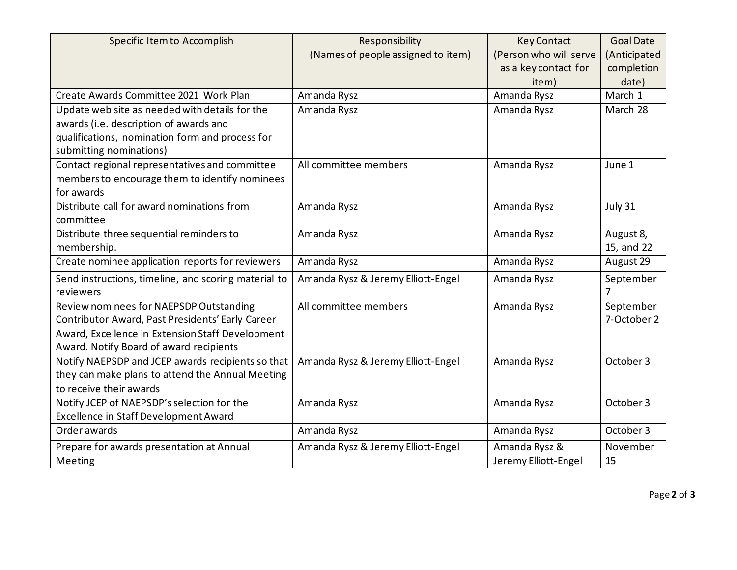| Specific Item to Accomplish | Responsibility (Names of people assigned to item) | Key Contact (Person who will serve as a key contact for item) | Goal Date (Anticipated completion date) |
|---|---|---|---|
| Create Awards Committee 2021 Work Plan | Amanda Rysz | Amanda Rysz | March 1 |
| Update web site as needed with details for the awards (i.e. description of awards and qualifications, nomination form and process for submitting nominations) | Amanda Rysz | Amanda Rysz | March 28 |
| Contact regional representatives and committee members to encourage them to identify nominees for awards | All committee members | Amanda Rysz | June 1 |
| Distribute call for award nominations from committee | Amanda Rysz | Amanda Rysz | July 31 |
| Distribute three sequential reminders to membership. | Amanda Rysz | Amanda Rysz | August 8, 15, and 22 |
| Create nominee application reports for reviewers | Amanda Rysz | Amanda Rysz | August 29 |
| Send instructions, timeline, and scoring material to reviewers | Amanda Rysz & Jeremy Elliott-Engel | Amanda Rysz | September 7 |
| Review nominees for NAEPSDP Outstanding Contributor Award, Past Presidents' Early Career Award, Excellence in Extension Staff Development Award. Notify Board of award recipients | All committee members | Amanda Rysz | September 7-October 2 |
| Notify NAEPSDP and JCEP awards recipients so that they can make plans to attend the Annual Meeting to receive their awards | Amanda Rysz & Jeremy Elliott-Engel | Amanda Rysz | October 3 |
| Notify JCEP of NAEPSDP's selection for the Excellence in Staff Development Award | Amanda Rysz | Amanda Rysz | October 3 |
| Order awards | Amanda Rysz | Amanda Rysz | October 3 |
| Prepare for awards presentation at Annual Meeting | Amanda Rysz & Jeremy Elliott-Engel | Amanda Rysz & Jeremy Elliott-Engel | November 15 |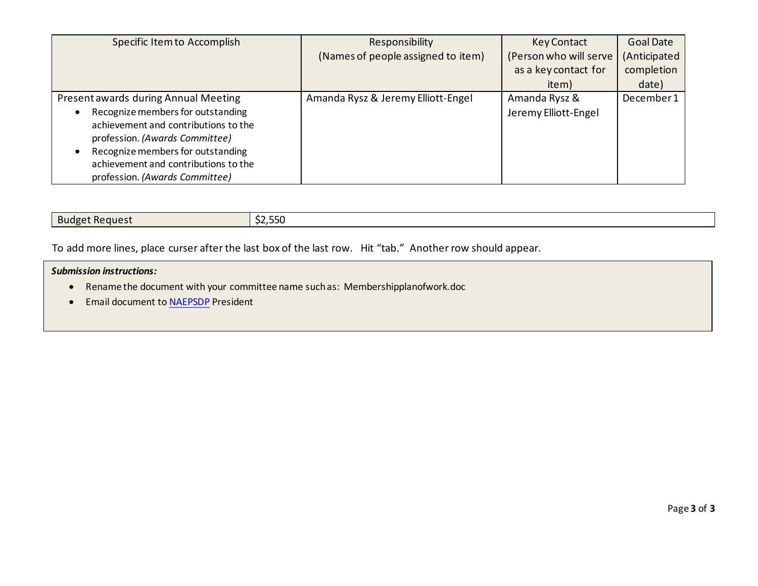| Specific Item to Accomplish | Responsibility (Names of people assigned to item) | Key Contact (Person who will serve as a key contact for item) | Goal Date (Anticipated completion date) |
| --- | --- | --- | --- |
| Present awards during Annual Meeting<br>• Recognize members for outstanding achievement and contributions to the profession. *(Awards Committee)*<br>• Recognize members for outstanding achievement and contributions to the profession. *(Awards Committee)* | Amanda Rysz & Jeremy Elliott-Engel | Amanda Rysz & Jeremy Elliott-Engel | December 1 |

| Budget Request | $2,550 |
| --- | --- |

To add more lines, place curser after the last box of the last row. Hit "tab." Another row should appear.

***Submission instructions:***

- Rename the document with your committee name such as: Membershipplanofwork.doc
- Email document to NAEPSDP President